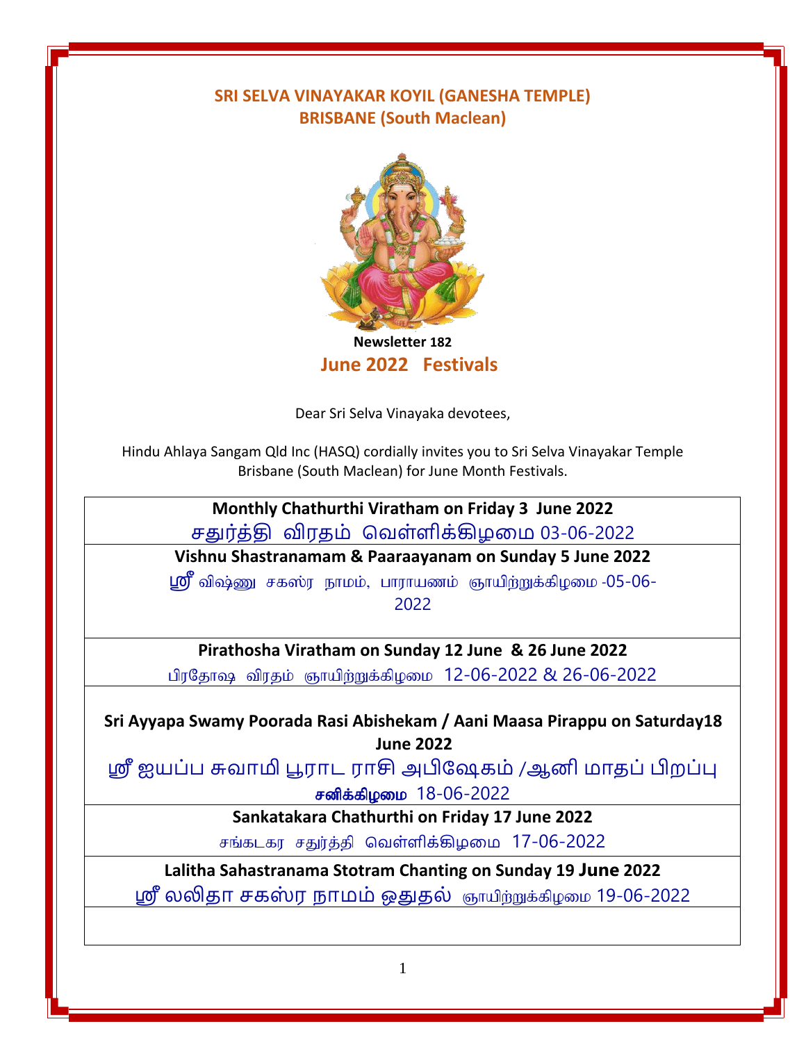# SRI SELVA VINAYAKAR KOYIL (GANESHA TEMPLE)
## BRISBANE (South Maclean)

**Newsletter 182**

## June 2022 Festivals

Dear Sri Selva Vinayaka devotees,

Hindu Ahlaya Sangam Qld Inc (HASQ) cordially invites you to Sri Selva Vinayakar Temple Brisbane (South Maclean) for June Month Festivals.

**Monthly Chathurthi Viratham on Friday 3 June 2022**
சதுர்த்தி விரதம் வெள்ளிக்கிழமை 03-06-2022

**Vishnu Shastranamam & Paaraayanam on Sunday 5 June 2022**
ஸ்ரீ விஷ்ணு சகஸ்ர நாமம், பாராயணம் ஞாயிற்றுக்கிழமை -05-06-2022

**Pirathosha Viratham on Sunday 12 June & 26 June 2022**
பிரதோஷ விரதம் ஞாயிற்றுக்கிழமை 12-06-2022 & 26-06-2022

**Sri Ayyapa Swamy Poorada Rasi Abishekam / Aani Maasa Pirappu on Saturday18 June 2022**
ஸ்ரீ ஐயப்ப சுவாமி பூராட ராசி அபிஷேகம் /ஆனி மாதப் பிறப்பு **சனிக்கிழமை** 18-06-2022

**Sankatakara Chathurthi on Friday 17 June 2022**
சங்கடகர சதுர்த்தி வெள்ளிக்கிழமை 17-06-2022

**Lalitha Sahastranama Stotram Chanting on Sunday 19 June 2022**
ஸ்ரீ லலிதா சகஸ்ர நாமம் ஓதுதல் ஞாயிற்றுக்கிழமை 19-06-2022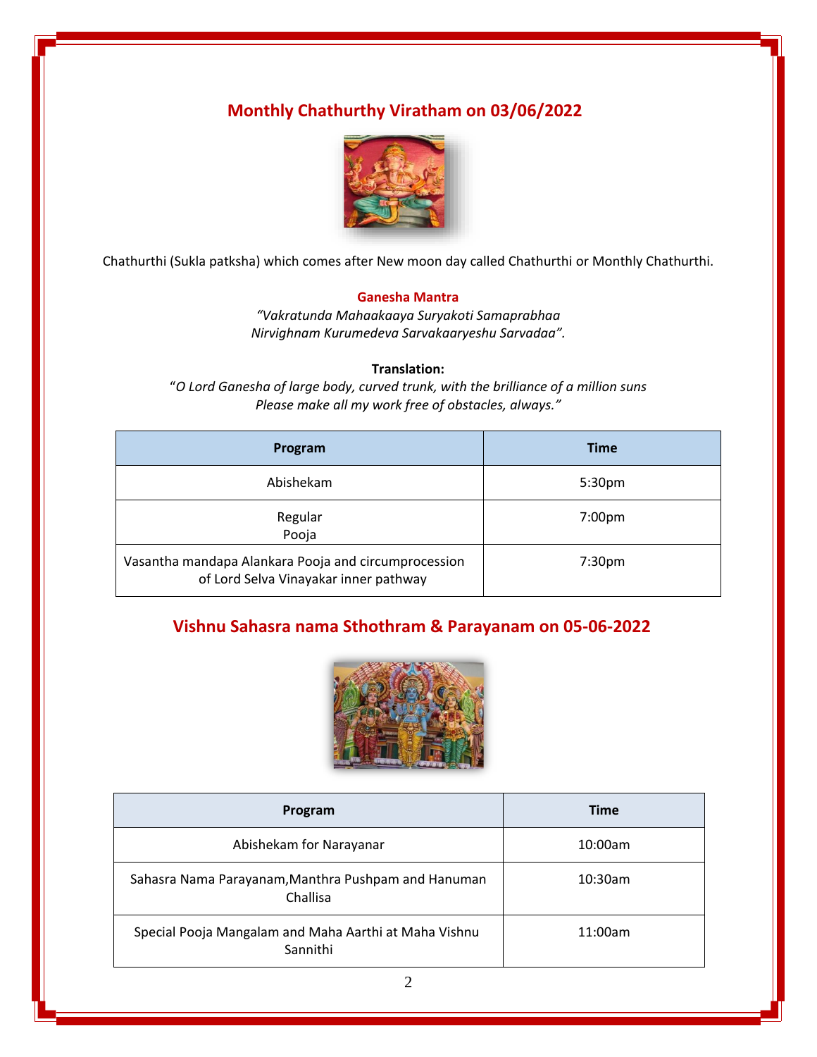## Monthly Chathurthy Viratham on 03/06/2022

Chathurthi (Sukla patksha) which comes after New moon day called Chathurthi or Monthly Chathurthi.

**Ganesha Mantra**

*"Vakratunda Mahaakaaya Suryakoti Samaprabhaa*
*Nirvighnam Kurumedeva Sarvakaaryeshu Sarvadaa".*

**Translation:**

"*O Lord Ganesha of large body, curved trunk, with the brilliance of a million suns*
*Please make all my work free of obstacles, always."*

| Program | Time |
| --- | --- |
| Abishekam | 5:30pm |
| Regular Pooja | 7:00pm |
| Vasantha mandapa Alankara Pooja and circumprocession of Lord Selva Vinayakar inner pathway | 7:30pm |

## Vishnu Sahasra nama Sthothram & Parayanam on 05-06-2022

| Program | Time |
| --- | --- |
| Abishekam for Narayanar | 10:00am |
| Sahasra Nama Parayanam,Manthra Pushpam and Hanuman Challisa | 10:30am |
| Special Pooja Mangalam and Maha Aarthi at Maha Vishnu Sannithi | 11:00am |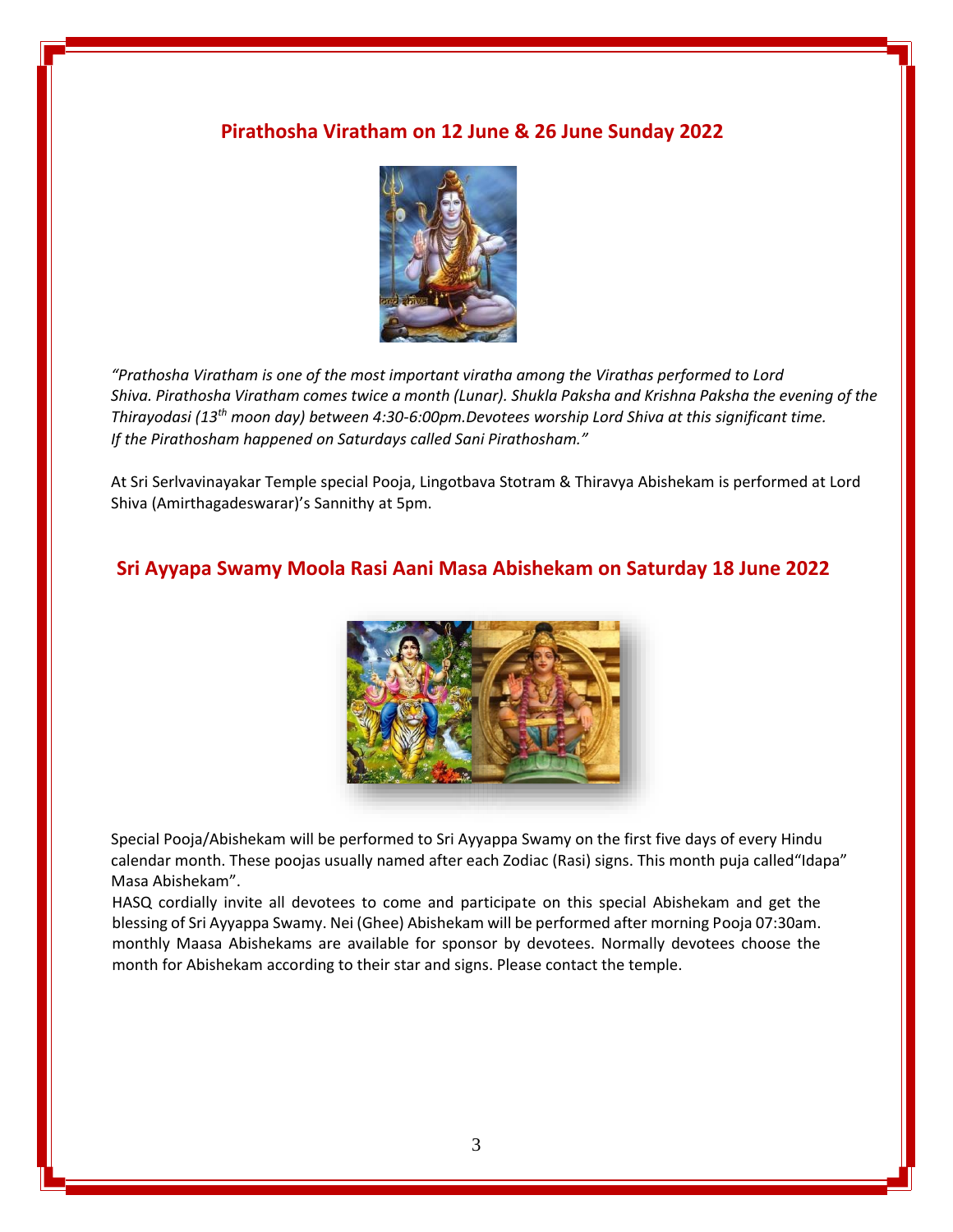## Pirathosha Viratham on 12 June & 26 June Sunday 2022

*"Prathosha Viratham is one of the most important viratha among the Virathas performed to Lord Shiva. Pirathosha Viratham comes twice a month (Lunar). Shukla Paksha and Krishna Paksha the evening of the Thirayodasi (13th moon day) between 4:30-6:00pm.Devotees worship Lord Shiva at this significant time. If the Pirathosham happened on Saturdays called Sani Pirathosham."*

At Sri Serlvavinayakar Temple special Pooja, Lingotbava Stotram & Thiravya Abishekam is performed at Lord Shiva (Amirthagadeswarar)'s Sannithy at 5pm.

## Sri Ayyapa Swamy Moola Rasi Aani Masa Abishekam on Saturday 18 June 2022

Special Pooja/Abishekam will be performed to Sri Ayyappa Swamy on the first five days of every Hindu calendar month. These poojas usually named after each Zodiac (Rasi) signs. This month puja called"Idapa" Masa Abishekam".

HASQ cordially invite all devotees to come and participate on this special Abishekam and get the blessing of Sri Ayyappa Swamy. Nei (Ghee) Abishekam will be performed after morning Pooja 07:30am. monthly Maasa Abishekams are available for sponsor by devotees. Normally devotees choose the month for Abishekam according to their star and signs. Please contact the temple.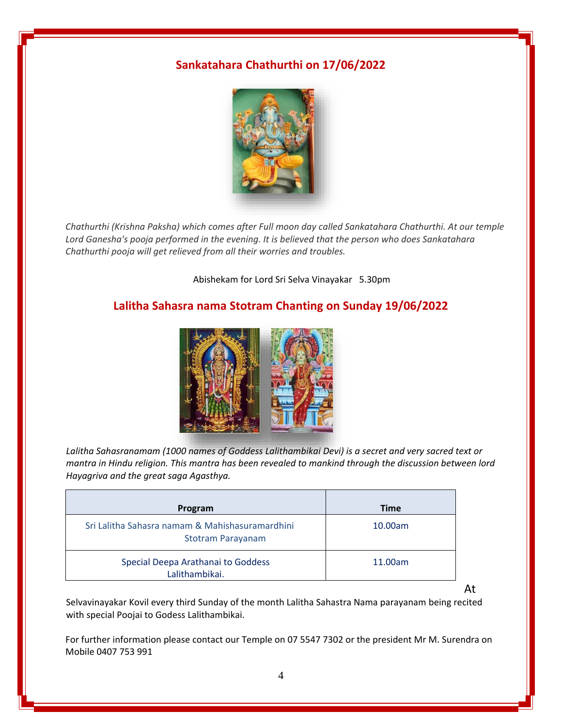## Sankatahara Chathurthi on 17/06/2022

*Chathurthi (Krishna Paksha) which comes after Full moon day called Sankatahara Chathurthi. At our temple Lord Ganesha's pooja performed in the evening. It is believed that the person who does Sankatahara Chathurthi pooja will get relieved from all their worries and troubles.*

Abishekam for Lord Sri Selva Vinayakar 5.30pm

## Lalitha Sahasra nama Stotram Chanting on Sunday 19/06/2022

*Lalitha Sahasranamam (1000 names of Goddess Lalithambikai Devi) is a secret and very sacred text or mantra in Hindu religion. This mantra has been revealed to mankind through the discussion between lord Hayagriva and the great saga Agasthya.*

| Program | Time |
|---|---|
| Sri Lalitha Sahasra namam & Mahishasuramardhini Stotram Parayanam | 10.00am |
| Special Deepa Arathanai to Goddess Lalithambikai. | 11.00am |

At Selvavinayakar Kovil every third Sunday of the month Lalitha Sahastra Nama parayanam being recited with special Poojai to Godess Lalithambikai.

For further information please contact our Temple on 07 5547 7302 or the president Mr M. Surendra on Mobile 0407 753 991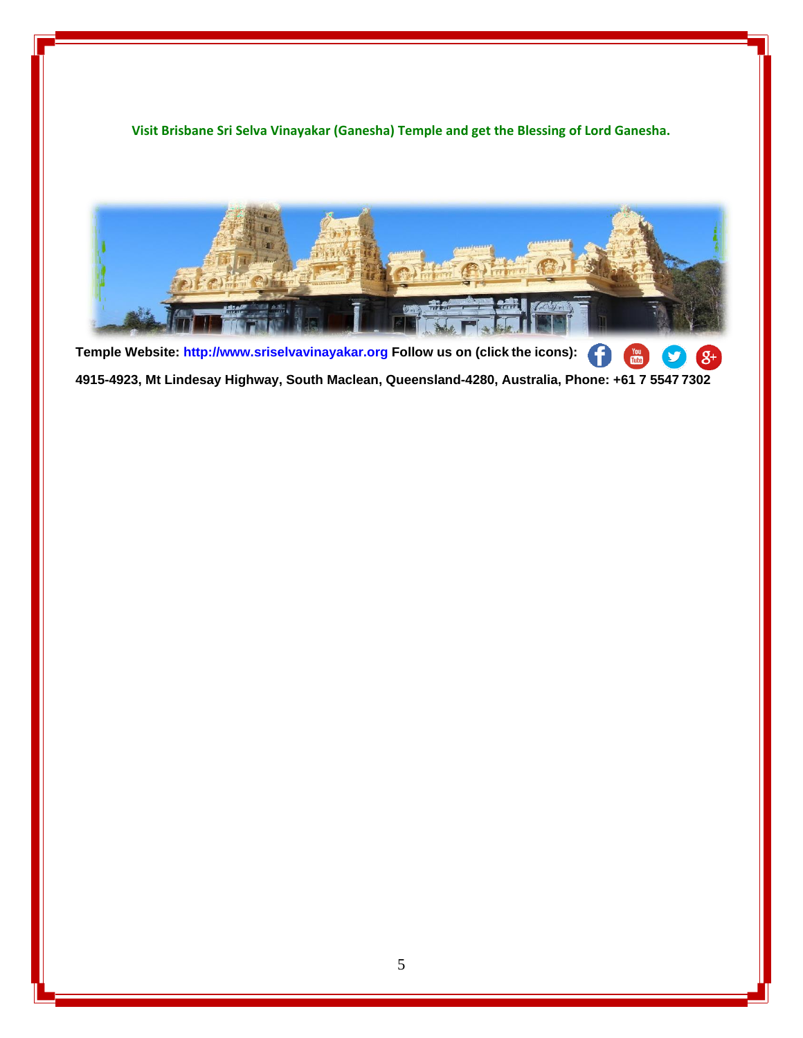**Visit Brisbane Sri Selva Vinayakar (Ganesha) Temple and get the Blessing of Lord Ganesha.**

**Temple Website: http://www.sriselvavinayakar.org Follow us on (click the icons):**

**4915-4923, Mt Lindesay Highway, South Maclean, Queensland-4280, Australia, Phone: +61 7 5547 7302**